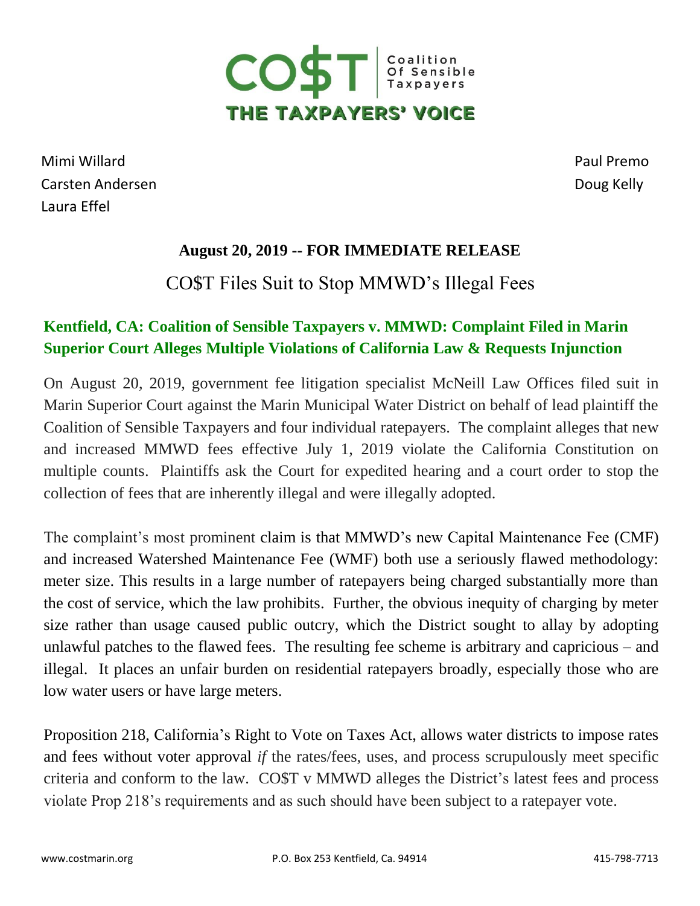CO$T | Coalition Of Sensible Taxpayers

THE TAXPAYERS' VOICE

Mimi Willard
Carsten Andersen
Laura Effel

Paul Premo
Doug Kelly

**August 20, 2019 -- FOR IMMEDIATE RELEASE**

# CO$T Files Suit to Stop MMWD's Illegal Fees

## Kentfield, CA: Coalition of Sensible Taxpayers v. MMWD: Complaint Filed in Marin Superior Court Alleges Multiple Violations of California Law & Requests Injunction

On August 20, 2019, government fee litigation specialist McNeill Law Offices filed suit in Marin Superior Court against the Marin Municipal Water District on behalf of lead plaintiff the Coalition of Sensible Taxpayers and four individual ratepayers. The complaint alleges that new and increased MMWD fees effective July 1, 2019 violate the California Constitution on multiple counts. Plaintiffs ask the Court for expedited hearing and a court order to stop the collection of fees that are inherently illegal and were illegally adopted.

The complaint's most prominent claim is that MMWD's new Capital Maintenance Fee (CMF) and increased Watershed Maintenance Fee (WMF) both use a seriously flawed methodology: meter size. This results in a large number of ratepayers being charged substantially more than the cost of service, which the law prohibits. Further, the obvious inequity of charging by meter size rather than usage caused public outcry, which the District sought to allay by adopting unlawful patches to the flawed fees. The resulting fee scheme is arbitrary and capricious – and illegal. It places an unfair burden on residential ratepayers broadly, especially those who are low water users or have large meters.

Proposition 218, California's Right to Vote on Taxes Act, allows water districts to impose rates and fees without voter approval *if* the rates/fees, uses, and process scrupulously meet specific criteria and conform to the law. CO$T v MMWD alleges the District's latest fees and process violate Prop 218's requirements and as such should have been subject to a ratepayer vote.

www.costmarin.org P.O. Box 253 Kentfield, Ca. 94914 415-798-7713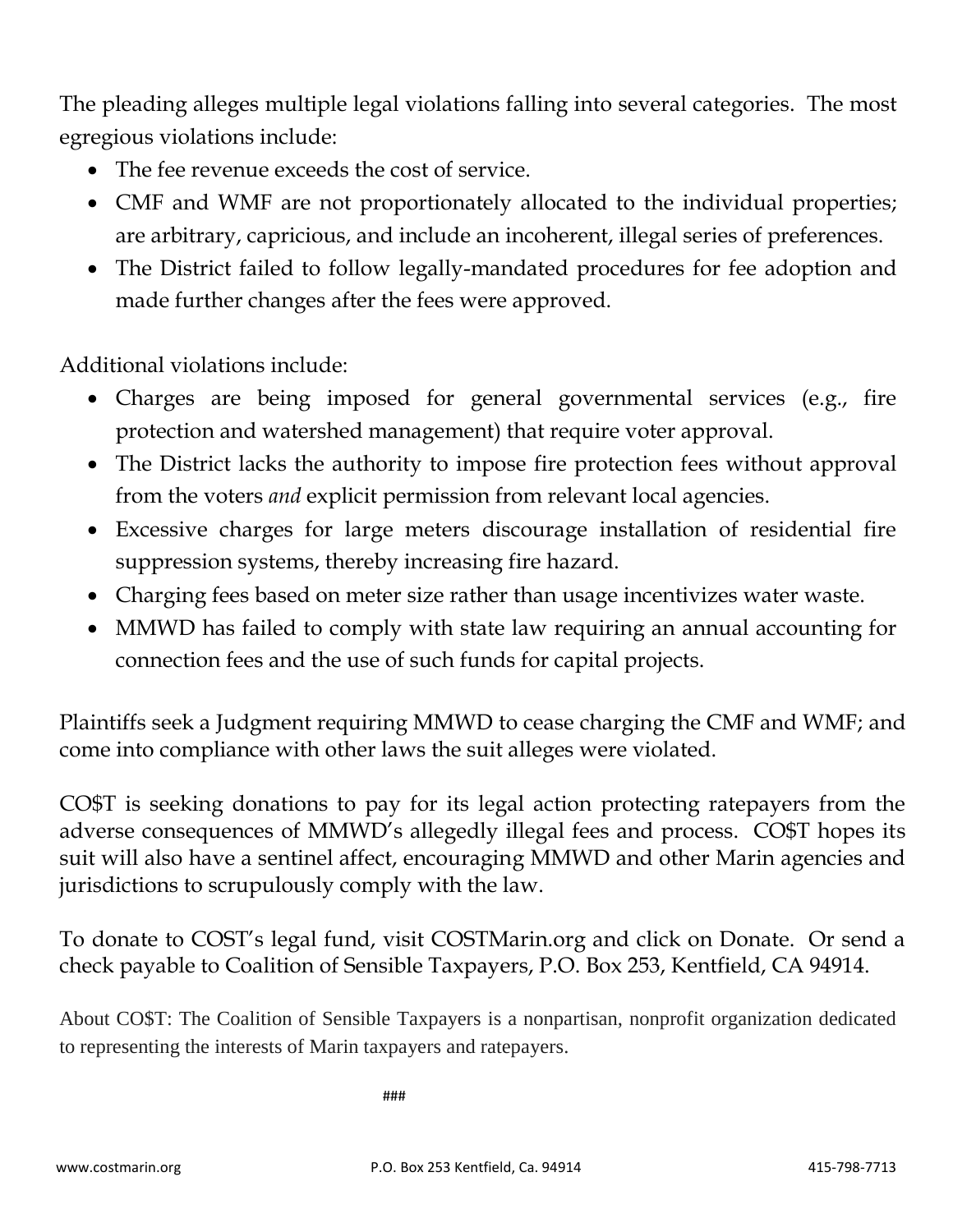The pleading alleges multiple legal violations falling into several categories. The most egregious violations include:

- The fee revenue exceeds the cost of service.
- CMF and WMF are not proportionately allocated to the individual properties; are arbitrary, capricious, and include an incoherent, illegal series of preferences.
- The District failed to follow legally-mandated procedures for fee adoption and made further changes after the fees were approved.

Additional violations include:

- Charges are being imposed for general governmental services (e.g., fire protection and watershed management) that require voter approval.
- The District lacks the authority to impose fire protection fees without approval from the voters *and* explicit permission from relevant local agencies.
- Excessive charges for large meters discourage installation of residential fire suppression systems, thereby increasing fire hazard.
- Charging fees based on meter size rather than usage incentivizes water waste.
- MMWD has failed to comply with state law requiring an annual accounting for connection fees and the use of such funds for capital projects.

Plaintiffs seek a Judgment requiring MMWD to cease charging the CMF and WMF; and come into compliance with other laws the suit alleges were violated.

CO$T is seeking donations to pay for its legal action protecting ratepayers from the adverse consequences of MMWD's allegedly illegal fees and process. CO$T hopes its suit will also have a sentinel affect, encouraging MMWD and other Marin agencies and jurisdictions to scrupulously comply with the law.

To donate to COST's legal fund, visit COSTMarin.org and click on Donate. Or send a check payable to Coalition of Sensible Taxpayers, P.O. Box 253, Kentfield, CA 94914.

About CO$T: The Coalition of Sensible Taxpayers is a nonpartisan, nonprofit organization dedicated to representing the interests of Marin taxpayers and ratepayers.

###